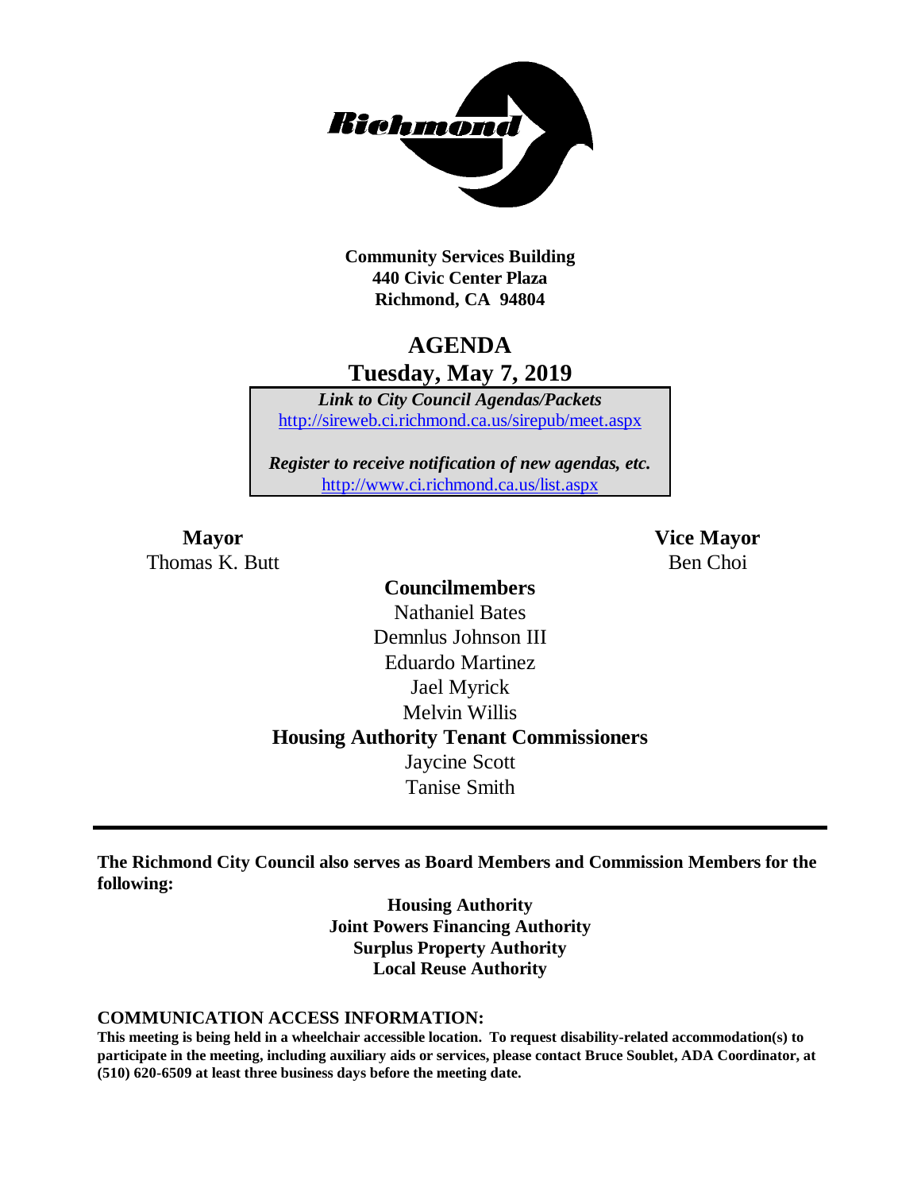**Community Services Building**
**440 Civic Center Plaza**
**Richmond, CA 94804**

# AGENDA
## Tuesday, May 7, 2019

***Link to City Council Agendas/Packets***
http://sireweb.ci.richmond.ca.us/sirepub/meet.aspx

***Register to receive notification of new agendas, etc.***
http://www.ci.richmond.ca.us/list.aspx

**Mayor**
Thomas K. Butt

**Vice Mayor**
Ben Choi

**Councilmembers**
Nathaniel Bates
Demnlus Johnson III
Eduardo Martinez
Jael Myrick
Melvin Willis

**Housing Authority Tenant Commissioners**
Jaycine Scott
Tanise Smith

---

**The Richmond City Council also serves as Board Members and Commission Members for the following:**

**Housing Authority**
**Joint Powers Financing Authority**
**Surplus Property Authority**
**Local Reuse Authority**

**COMMUNICATION ACCESS INFORMATION:**

**This meeting is being held in a wheelchair accessible location. To request disability-related accommodation(s) to participate in the meeting, including auxiliary aids or services, please contact Bruce Soublet, ADA Coordinator, at (510) 620-6509 at least three business days before the meeting date.**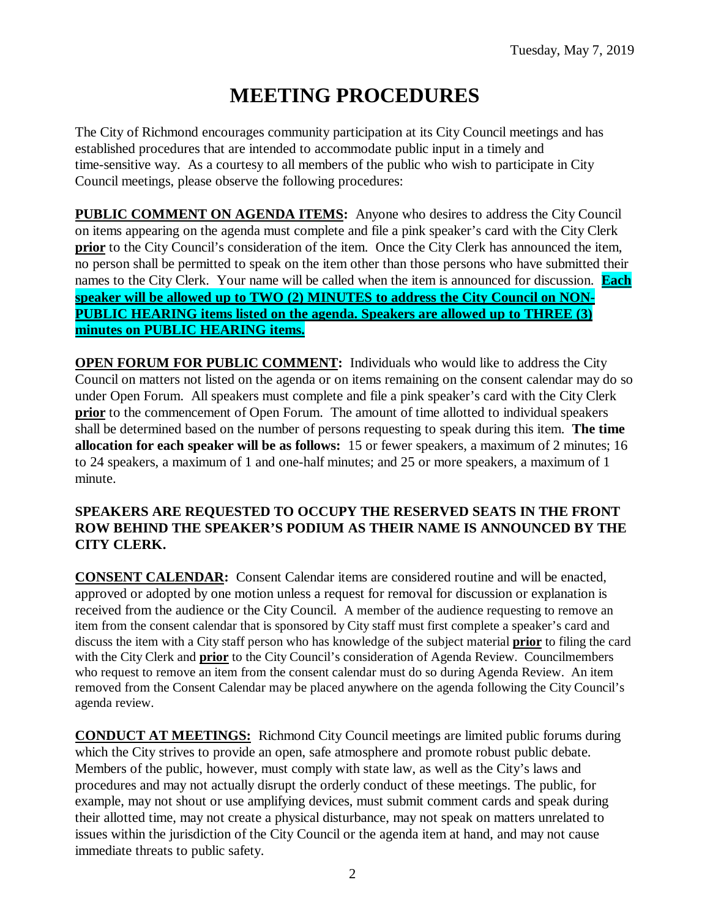Tuesday, May 7, 2019

# MEETING PROCEDURES

The City of Richmond encourages community participation at its City Council meetings and has established procedures that are intended to accommodate public input in a timely and time-sensitive way. As a courtesy to all members of the public who wish to participate in City Council meetings, please observe the following procedures:

**PUBLIC COMMENT ON AGENDA ITEMS:** Anyone who desires to address the City Council on items appearing on the agenda must complete and file a pink speaker's card with the City Clerk **prior** to the City Council's consideration of the item. Once the City Clerk has announced the item, no person shall be permitted to speak on the item other than those persons who have submitted their names to the City Clerk. Your name will be called when the item is announced for discussion. **Each speaker will be allowed up to TWO (2) MINUTES to address the City Council on NON-PUBLIC HEARING items listed on the agenda. Speakers are allowed up to THREE (3) minutes on PUBLIC HEARING items.**

**OPEN FORUM FOR PUBLIC COMMENT:** Individuals who would like to address the City Council on matters not listed on the agenda or on items remaining on the consent calendar may do so under Open Forum. All speakers must complete and file a pink speaker's card with the City Clerk **prior** to the commencement of Open Forum. The amount of time allotted to individual speakers shall be determined based on the number of persons requesting to speak during this item. **The time allocation for each speaker will be as follows:** 15 or fewer speakers, a maximum of 2 minutes; 16 to 24 speakers, a maximum of 1 and one-half minutes; and 25 or more speakers, a maximum of 1 minute.

**SPEAKERS ARE REQUESTED TO OCCUPY THE RESERVED SEATS IN THE FRONT ROW BEHIND THE SPEAKER'S PODIUM AS THEIR NAME IS ANNOUNCED BY THE CITY CLERK.**

**CONSENT CALENDAR:** Consent Calendar items are considered routine and will be enacted, approved or adopted by one motion unless a request for removal for discussion or explanation is received from the audience or the City Council. A member of the audience requesting to remove an item from the consent calendar that is sponsored by City staff must first complete a speaker's card and discuss the item with a City staff person who has knowledge of the subject material **prior** to filing the card with the City Clerk and **prior** to the City Council's consideration of Agenda Review. Councilmembers who request to remove an item from the consent calendar must do so during Agenda Review. An item removed from the Consent Calendar may be placed anywhere on the agenda following the City Council's agenda review.

**CONDUCT AT MEETINGS:** Richmond City Council meetings are limited public forums during which the City strives to provide an open, safe atmosphere and promote robust public debate. Members of the public, however, must comply with state law, as well as the City's laws and procedures and may not actually disrupt the orderly conduct of these meetings. The public, for example, may not shout or use amplifying devices, must submit comment cards and speak during their allotted time, may not create a physical disturbance, may not speak on matters unrelated to issues within the jurisdiction of the City Council or the agenda item at hand, and may not cause immediate threats to public safety.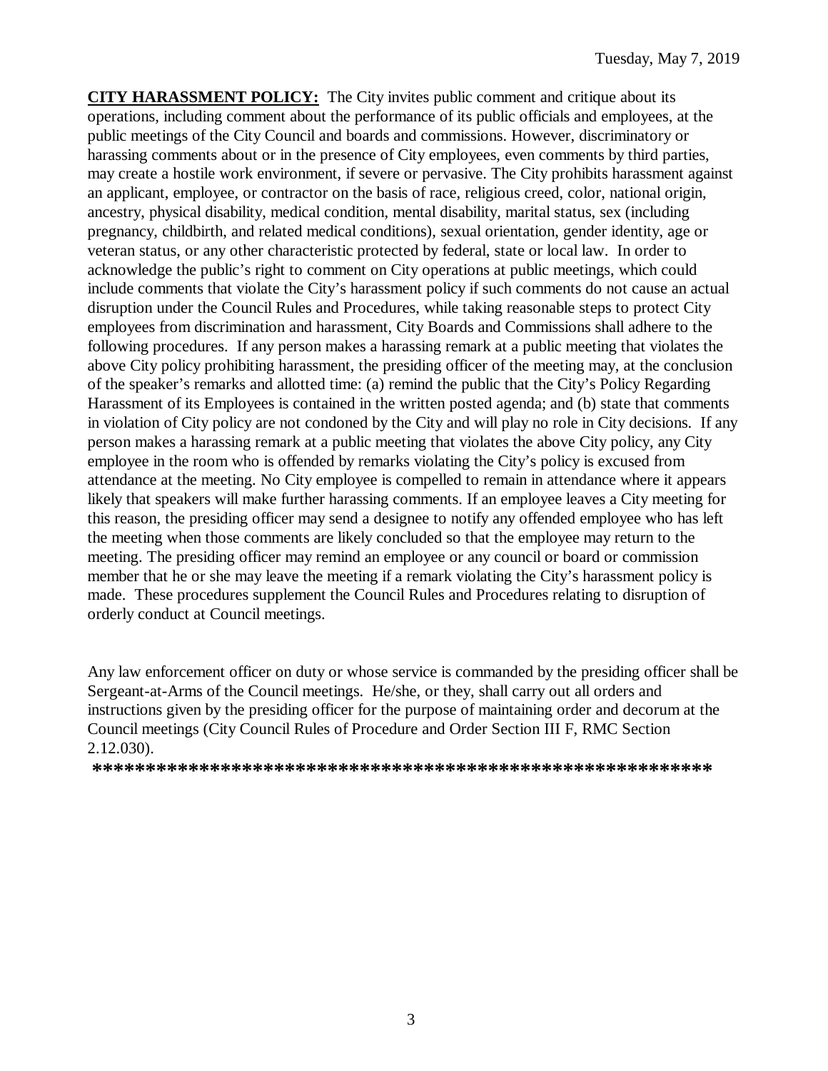**CITY HARASSMENT POLICY:** The City invites public comment and critique about its operations, including comment about the performance of its public officials and employees, at the public meetings of the City Council and boards and commissions. However, discriminatory or harassing comments about or in the presence of City employees, even comments by third parties, may create a hostile work environment, if severe or pervasive. The City prohibits harassment against an applicant, employee, or contractor on the basis of race, religious creed, color, national origin, ancestry, physical disability, medical condition, mental disability, marital status, sex (including pregnancy, childbirth, and related medical conditions), sexual orientation, gender identity, age or veteran status, or any other characteristic protected by federal, state or local law. In order to acknowledge the public's right to comment on City operations at public meetings, which could include comments that violate the City's harassment policy if such comments do not cause an actual disruption under the Council Rules and Procedures, while taking reasonable steps to protect City employees from discrimination and harassment, City Boards and Commissions shall adhere to the following procedures. If any person makes a harassing remark at a public meeting that violates the above City policy prohibiting harassment, the presiding officer of the meeting may, at the conclusion of the speaker's remarks and allotted time: (a) remind the public that the City's Policy Regarding Harassment of its Employees is contained in the written posted agenda; and (b) state that comments in violation of City policy are not condoned by the City and will play no role in City decisions. If any person makes a harassing remark at a public meeting that violates the above City policy, any City employee in the room who is offended by remarks violating the City's policy is excused from attendance at the meeting. No City employee is compelled to remain in attendance where it appears likely that speakers will make further harassing comments. If an employee leaves a City meeting for this reason, the presiding officer may send a designee to notify any offended employee who has left the meeting when those comments are likely concluded so that the employee may return to the meeting. The presiding officer may remind an employee or any council or board or commission member that he or she may leave the meeting if a remark violating the City's harassment policy is made. These procedures supplement the Council Rules and Procedures relating to disruption of orderly conduct at Council meetings.

Any law enforcement officer on duty or whose service is commanded by the presiding officer shall be Sergeant-at-Arms of the Council meetings. He/she, or they, shall carry out all orders and instructions given by the presiding officer for the purpose of maintaining order and decorum at the Council meetings (City Council Rules of Procedure and Order Section III F, RMC Section 2.12.030).

**\*\*\*\*\*\*\*\*\*\*\*\*\*\*\*\*\*\*\*\*\*\*\*\*\*\*\*\*\*\*\*\*\*\*\*\*\*\*\*\*\*\*\*\*\*\*\*\*\*\*\*\*\*\*\*\*\*\*\*\***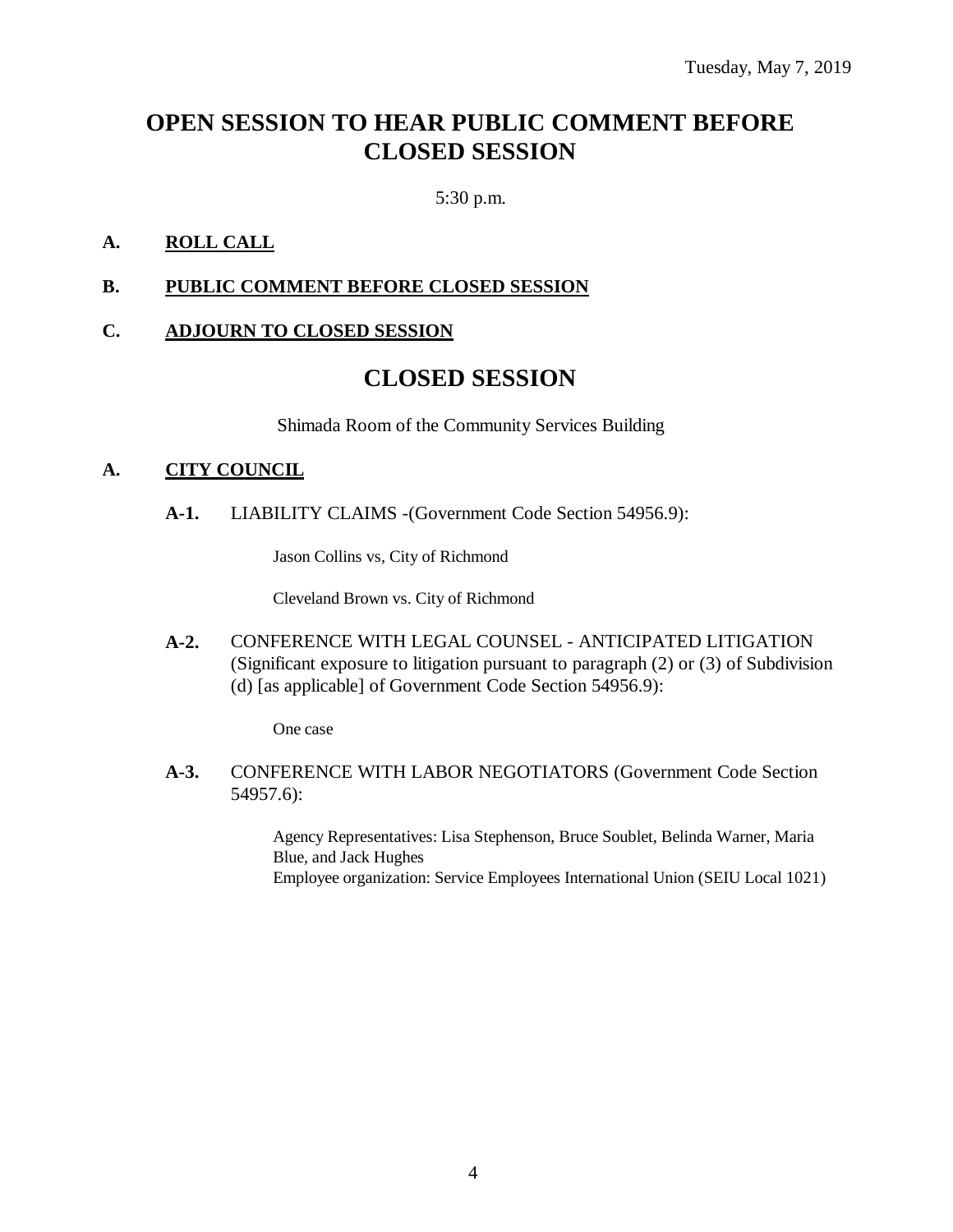Tuesday, May 7, 2019

# OPEN SESSION TO HEAR PUBLIC COMMENT BEFORE CLOSED SESSION

5:30 p.m.

**A. ROLL CALL**

**B. PUBLIC COMMENT BEFORE CLOSED SESSION**

**C. ADJOURN TO CLOSED SESSION**

# CLOSED SESSION

Shimada Room of the Community Services Building

**A. CITY COUNCIL**

**A-1.** LIABILITY CLAIMS -(Government Code Section 54956.9):

Jason Collins vs, City of Richmond

Cleveland Brown vs. City of Richmond

**A-2.** CONFERENCE WITH LEGAL COUNSEL - ANTICIPATED LITIGATION (Significant exposure to litigation pursuant to paragraph (2) or (3) of Subdivision (d) [as applicable] of Government Code Section 54956.9):

One case

**A-3.** CONFERENCE WITH LABOR NEGOTIATORS (Government Code Section 54957.6):

Agency Representatives: Lisa Stephenson, Bruce Soublet, Belinda Warner, Maria Blue, and Jack Hughes
Employee organization: Service Employees International Union (SEIU Local 1021)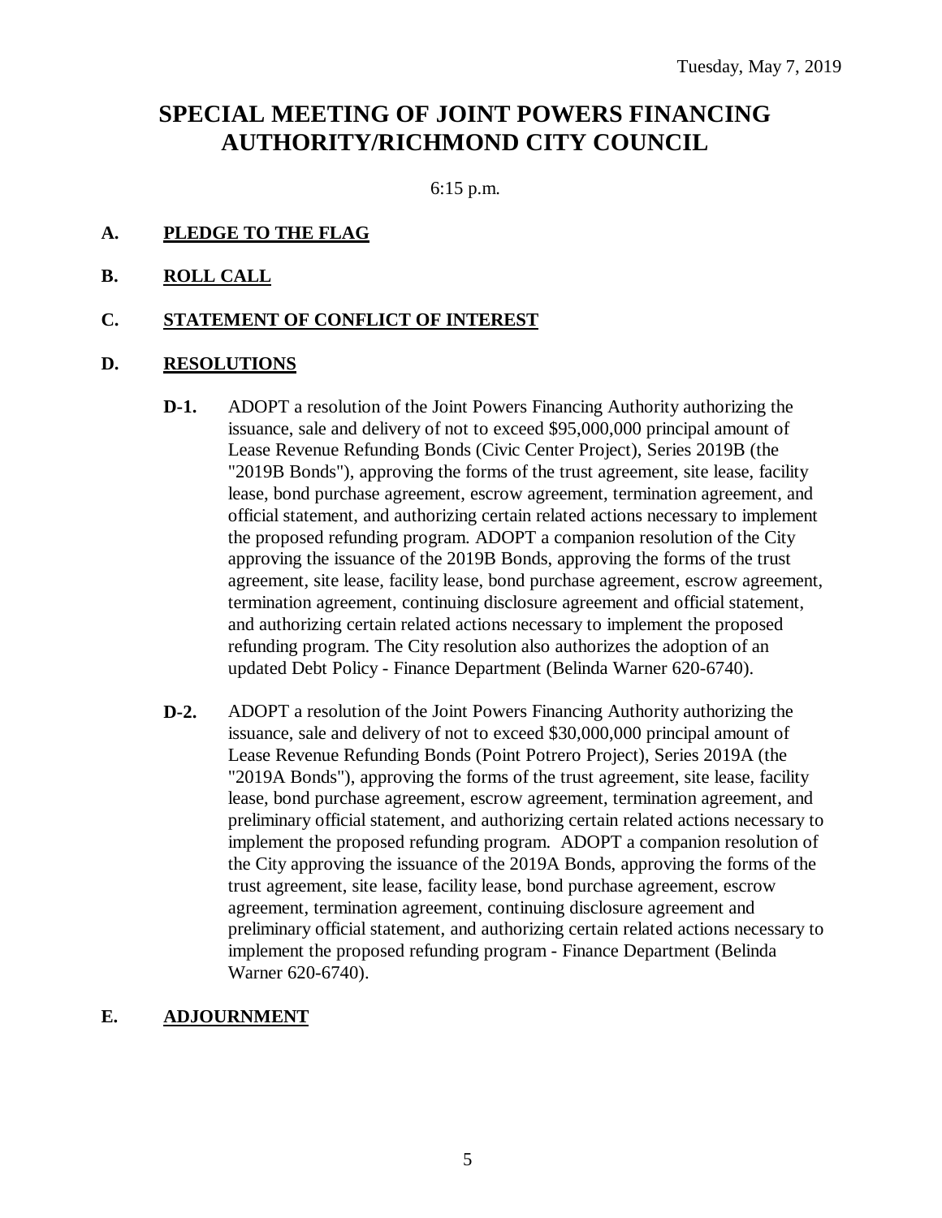Tuesday, May 7, 2019

# SPECIAL MEETING OF JOINT POWERS FINANCING AUTHORITY/RICHMOND CITY COUNCIL

6:15 p.m.

**A. PLEDGE TO THE FLAG**

**B. ROLL CALL**

**C. STATEMENT OF CONFLICT OF INTEREST**

**D. RESOLUTIONS**

**D-1.** ADOPT a resolution of the Joint Powers Financing Authority authorizing the issuance, sale and delivery of not to exceed $95,000,000 principal amount of Lease Revenue Refunding Bonds (Civic Center Project), Series 2019B (the "2019B Bonds"), approving the forms of the trust agreement, site lease, facility lease, bond purchase agreement, escrow agreement, termination agreement, and official statement, and authorizing certain related actions necessary to implement the proposed refunding program. ADOPT a companion resolution of the City approving the issuance of the 2019B Bonds, approving the forms of the trust agreement, site lease, facility lease, bond purchase agreement, escrow agreement, termination agreement, continuing disclosure agreement and official statement, and authorizing certain related actions necessary to implement the proposed refunding program. The City resolution also authorizes the adoption of an updated Debt Policy - Finance Department (Belinda Warner 620-6740).

**D-2.** ADOPT a resolution of the Joint Powers Financing Authority authorizing the issuance, sale and delivery of not to exceed $30,000,000 principal amount of Lease Revenue Refunding Bonds (Point Potrero Project), Series 2019A (the "2019A Bonds"), approving the forms of the trust agreement, site lease, facility lease, bond purchase agreement, escrow agreement, termination agreement, and preliminary official statement, and authorizing certain related actions necessary to implement the proposed refunding program. ADOPT a companion resolution of the City approving the issuance of the 2019A Bonds, approving the forms of the trust agreement, site lease, facility lease, bond purchase agreement, escrow agreement, termination agreement, continuing disclosure agreement and preliminary official statement, and authorizing certain related actions necessary to implement the proposed refunding program - Finance Department (Belinda Warner 620-6740).

**E. ADJOURNMENT**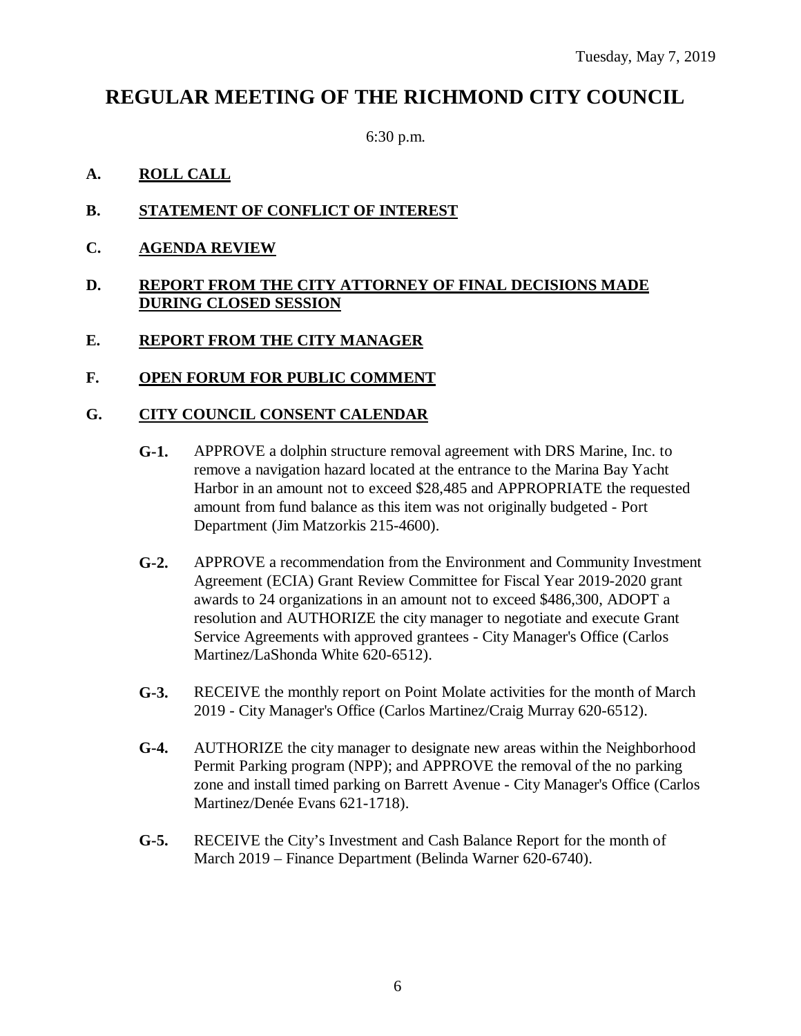Tuesday, May 7, 2019

# REGULAR MEETING OF THE RICHMOND CITY COUNCIL

6:30 p.m.

**A. ROLL CALL**

**B. STATEMENT OF CONFLICT OF INTEREST**

**C. AGENDA REVIEW**

**D. REPORT FROM THE CITY ATTORNEY OF FINAL DECISIONS MADE DURING CLOSED SESSION**

**E. REPORT FROM THE CITY MANAGER**

**F. OPEN FORUM FOR PUBLIC COMMENT**

**G. CITY COUNCIL CONSENT CALENDAR**

**G-1.** APPROVE a dolphin structure removal agreement with DRS Marine, Inc. to remove a navigation hazard located at the entrance to the Marina Bay Yacht Harbor in an amount not to exceed $28,485 and APPROPRIATE the requested amount from fund balance as this item was not originally budgeted - Port Department (Jim Matzorkis 215-4600).

**G-2.** APPROVE a recommendation from the Environment and Community Investment Agreement (ECIA) Grant Review Committee for Fiscal Year 2019-2020 grant awards to 24 organizations in an amount not to exceed $486,300, ADOPT a resolution and AUTHORIZE the city manager to negotiate and execute Grant Service Agreements with approved grantees - City Manager's Office (Carlos Martinez/LaShonda White 620-6512).

**G-3.** RECEIVE the monthly report on Point Molate activities for the month of March 2019 - City Manager's Office (Carlos Martinez/Craig Murray 620-6512).

**G-4.** AUTHORIZE the city manager to designate new areas within the Neighborhood Permit Parking program (NPP); and APPROVE the removal of the no parking zone and install timed parking on Barrett Avenue - City Manager's Office (Carlos Martinez/Denée Evans 621-1718).

**G-5.** RECEIVE the City's Investment and Cash Balance Report for the month of March 2019 – Finance Department (Belinda Warner 620-6740).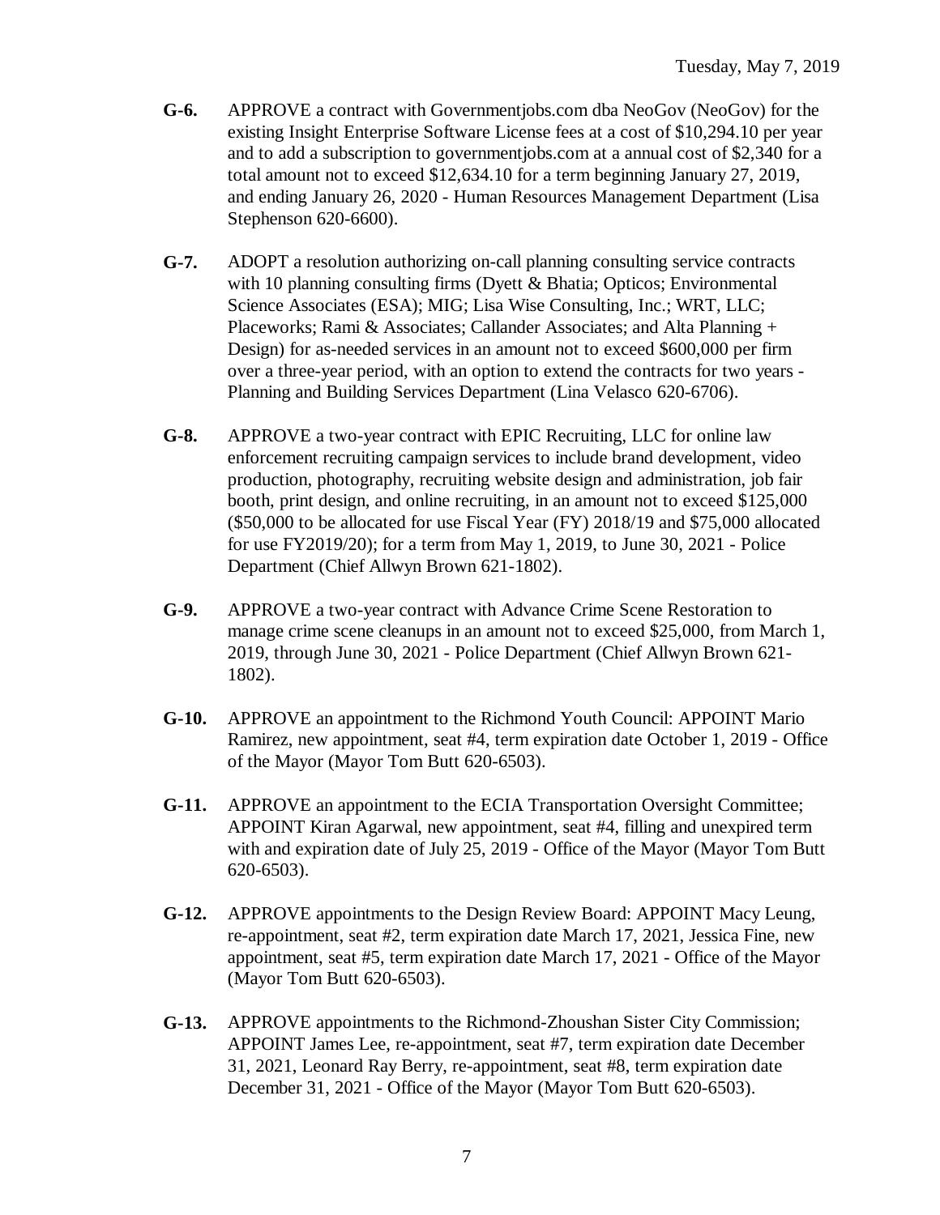**G-6.** APPROVE a contract with Governmentjobs.com dba NeoGov (NeoGov) for the existing Insight Enterprise Software License fees at a cost of $10,294.10 per year and to add a subscription to governmentjobs.com at a annual cost of $2,340 for a total amount not to exceed $12,634.10 for a term beginning January 27, 2019, and ending January 26, 2020 - Human Resources Management Department (Lisa Stephenson 620-6600).

**G-7.** ADOPT a resolution authorizing on-call planning consulting service contracts with 10 planning consulting firms (Dyett & Bhatia; Opticos; Environmental Science Associates (ESA); MIG; Lisa Wise Consulting, Inc.; WRT, LLC; Placeworks; Rami & Associates; Callander Associates; and Alta Planning + Design) for as-needed services in an amount not to exceed $600,000 per firm over a three-year period, with an option to extend the contracts for two years - Planning and Building Services Department (Lina Velasco 620-6706).

**G-8.** APPROVE a two-year contract with EPIC Recruiting, LLC for online law enforcement recruiting campaign services to include brand development, video production, photography, recruiting website design and administration, job fair booth, print design, and online recruiting, in an amount not to exceed $125,000 ($50,000 to be allocated for use Fiscal Year (FY) 2018/19 and $75,000 allocated for use FY2019/20); for a term from May 1, 2019, to June 30, 2021 - Police Department (Chief Allwyn Brown 621-1802).

**G-9.** APPROVE a two-year contract with Advance Crime Scene Restoration to manage crime scene cleanups in an amount not to exceed $25,000, from March 1, 2019, through June 30, 2021 - Police Department (Chief Allwyn Brown 621-1802).

**G-10.** APPROVE an appointment to the Richmond Youth Council: APPOINT Mario Ramirez, new appointment, seat #4, term expiration date October 1, 2019 - Office of the Mayor (Mayor Tom Butt 620-6503).

**G-11.** APPROVE an appointment to the ECIA Transportation Oversight Committee; APPOINT Kiran Agarwal, new appointment, seat #4, filling and unexpired term with and expiration date of July 25, 2019 - Office of the Mayor (Mayor Tom Butt 620-6503).

**G-12.** APPROVE appointments to the Design Review Board: APPOINT Macy Leung, re-appointment, seat #2, term expiration date March 17, 2021, Jessica Fine, new appointment, seat #5, term expiration date March 17, 2021 - Office of the Mayor (Mayor Tom Butt 620-6503).

**G-13.** APPROVE appointments to the Richmond-Zhoushan Sister City Commission; APPOINT James Lee, re-appointment, seat #7, term expiration date December 31, 2021, Leonard Ray Berry, re-appointment, seat #8, term expiration date December 31, 2021 - Office of the Mayor (Mayor Tom Butt 620-6503).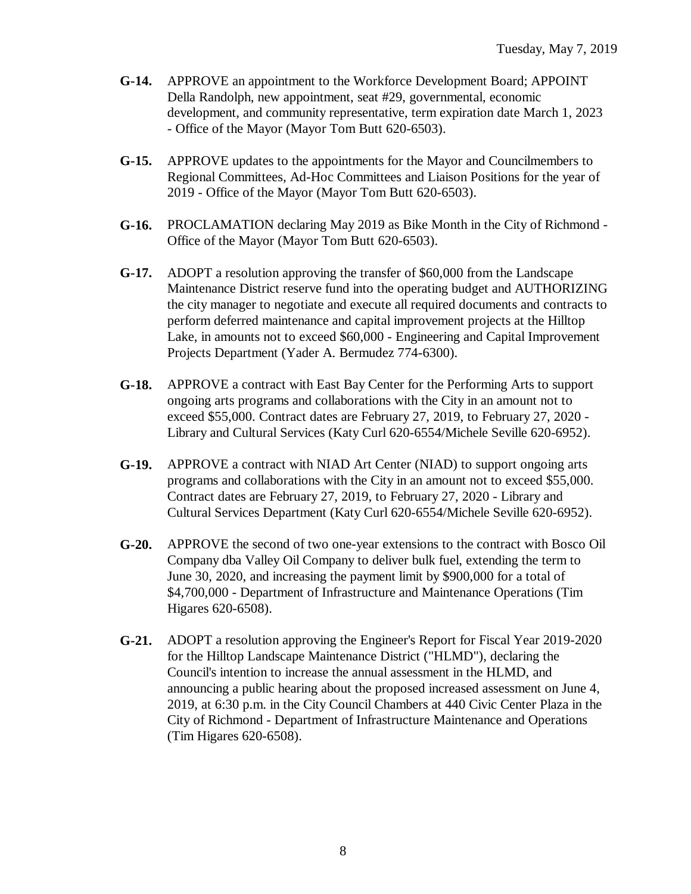**G-14.** APPROVE an appointment to the Workforce Development Board; APPOINT Della Randolph, new appointment, seat #29, governmental, economic development, and community representative, term expiration date March 1, 2023 - Office of the Mayor (Mayor Tom Butt 620-6503).

**G-15.** APPROVE updates to the appointments for the Mayor and Councilmembers to Regional Committees, Ad-Hoc Committees and Liaison Positions for the year of 2019 - Office of the Mayor (Mayor Tom Butt 620-6503).

**G-16.** PROCLAMATION declaring May 2019 as Bike Month in the City of Richmond - Office of the Mayor (Mayor Tom Butt 620-6503).

**G-17.** ADOPT a resolution approving the transfer of $60,000 from the Landscape Maintenance District reserve fund into the operating budget and AUTHORIZING the city manager to negotiate and execute all required documents and contracts to perform deferred maintenance and capital improvement projects at the Hilltop Lake, in amounts not to exceed $60,000 - Engineering and Capital Improvement Projects Department (Yader A. Bermudez 774-6300).

**G-18.** APPROVE a contract with East Bay Center for the Performing Arts to support ongoing arts programs and collaborations with the City in an amount not to exceed $55,000. Contract dates are February 27, 2019, to February 27, 2020 - Library and Cultural Services (Katy Curl 620-6554/Michele Seville 620-6952).

**G-19.** APPROVE a contract with NIAD Art Center (NIAD) to support ongoing arts programs and collaborations with the City in an amount not to exceed $55,000. Contract dates are February 27, 2019, to February 27, 2020 - Library and Cultural Services Department (Katy Curl 620-6554/Michele Seville 620-6952).

**G-20.** APPROVE the second of two one-year extensions to the contract with Bosco Oil Company dba Valley Oil Company to deliver bulk fuel, extending the term to June 30, 2020, and increasing the payment limit by $900,000 for a total of $4,700,000 - Department of Infrastructure and Maintenance Operations (Tim Higares 620-6508).

**G-21.** ADOPT a resolution approving the Engineer's Report for Fiscal Year 2019-2020 for the Hilltop Landscape Maintenance District ("HLMD"), declaring the Council's intention to increase the annual assessment in the HLMD, and announcing a public hearing about the proposed increased assessment on June 4, 2019, at 6:30 p.m. in the City Council Chambers at 440 Civic Center Plaza in the City of Richmond - Department of Infrastructure Maintenance and Operations (Tim Higares 620-6508).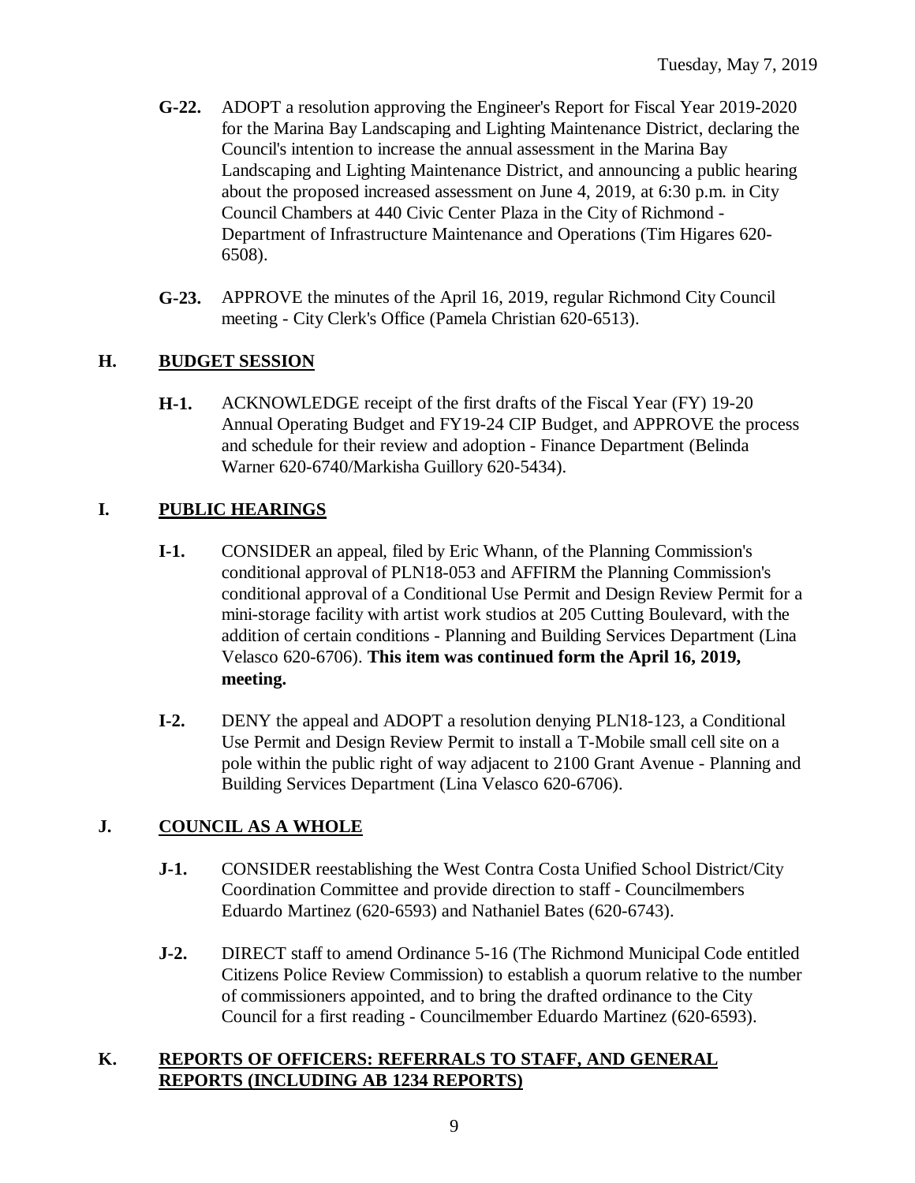- **G-22.** ADOPT a resolution approving the Engineer's Report for Fiscal Year 2019-2020 for the Marina Bay Landscaping and Lighting Maintenance District, declaring the Council's intention to increase the annual assessment in the Marina Bay Landscaping and Lighting Maintenance District, and announcing a public hearing about the proposed increased assessment on June 4, 2019, at 6:30 p.m. in City Council Chambers at 440 Civic Center Plaza in the City of Richmond - Department of Infrastructure Maintenance and Operations (Tim Higares 620-6508).

- **G-23.** APPROVE the minutes of the April 16, 2019, regular Richmond City Council meeting - City Clerk's Office (Pamela Christian 620-6513).

## H. BUDGET SESSION

- **H-1.** ACKNOWLEDGE receipt of the first drafts of the Fiscal Year (FY) 19-20 Annual Operating Budget and FY19-24 CIP Budget, and APPROVE the process and schedule for their review and adoption - Finance Department (Belinda Warner 620-6740/Markisha Guillory 620-5434).

## I. PUBLIC HEARINGS

- **I-1.** CONSIDER an appeal, filed by Eric Whann, of the Planning Commission's conditional approval of PLN18-053 and AFFIRM the Planning Commission's conditional approval of a Conditional Use Permit and Design Review Permit for a mini-storage facility with artist work studios at 205 Cutting Boulevard, with the addition of certain conditions - Planning and Building Services Department (Lina Velasco 620-6706). **This item was continued form the April 16, 2019, meeting.**

- **I-2.** DENY the appeal and ADOPT a resolution denying PLN18-123, a Conditional Use Permit and Design Review Permit to install a T-Mobile small cell site on a pole within the public right of way adjacent to 2100 Grant Avenue - Planning and Building Services Department (Lina Velasco 620-6706).

## J. COUNCIL AS A WHOLE

- **J-1.** CONSIDER reestablishing the West Contra Costa Unified School District/City Coordination Committee and provide direction to staff - Councilmembers Eduardo Martinez (620-6593) and Nathaniel Bates (620-6743).

- **J-2.** DIRECT staff to amend Ordinance 5-16 (The Richmond Municipal Code entitled Citizens Police Review Commission) to establish a quorum relative to the number of commissioners appointed, and to bring the drafted ordinance to the City Council for a first reading - Councilmember Eduardo Martinez (620-6593).

## K. REPORTS OF OFFICERS: REFERRALS TO STAFF, AND GENERAL REPORTS (INCLUDING AB 1234 REPORTS)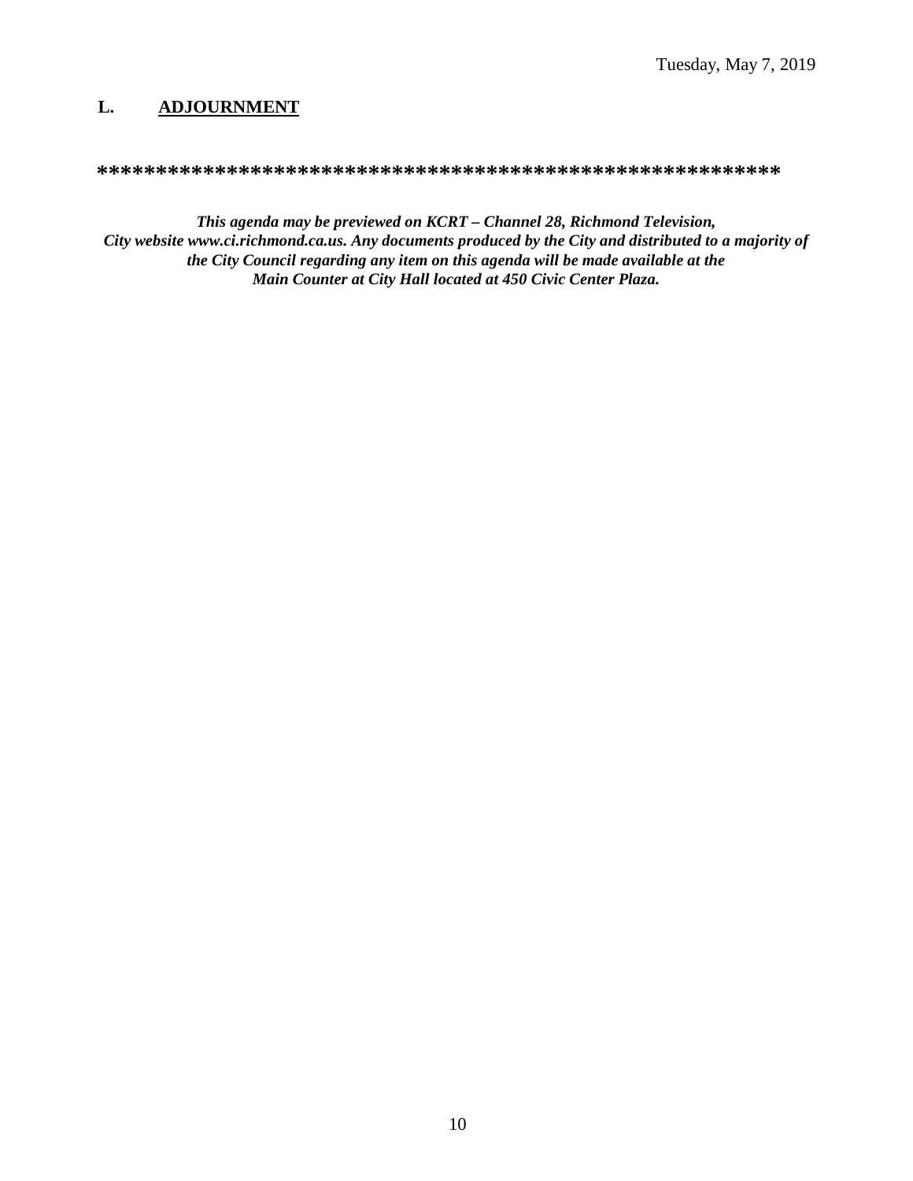## L. ADJOURNMENT

*********************************************************

***This agenda may be previewed on KCRT – Channel 28, Richmond Television, City website www.ci.richmond.ca.us. Any documents produced by the City and distributed to a majority of the City Council regarding any item on this agenda will be made available at the Main Counter at City Hall located at 450 Civic Center Plaza.***